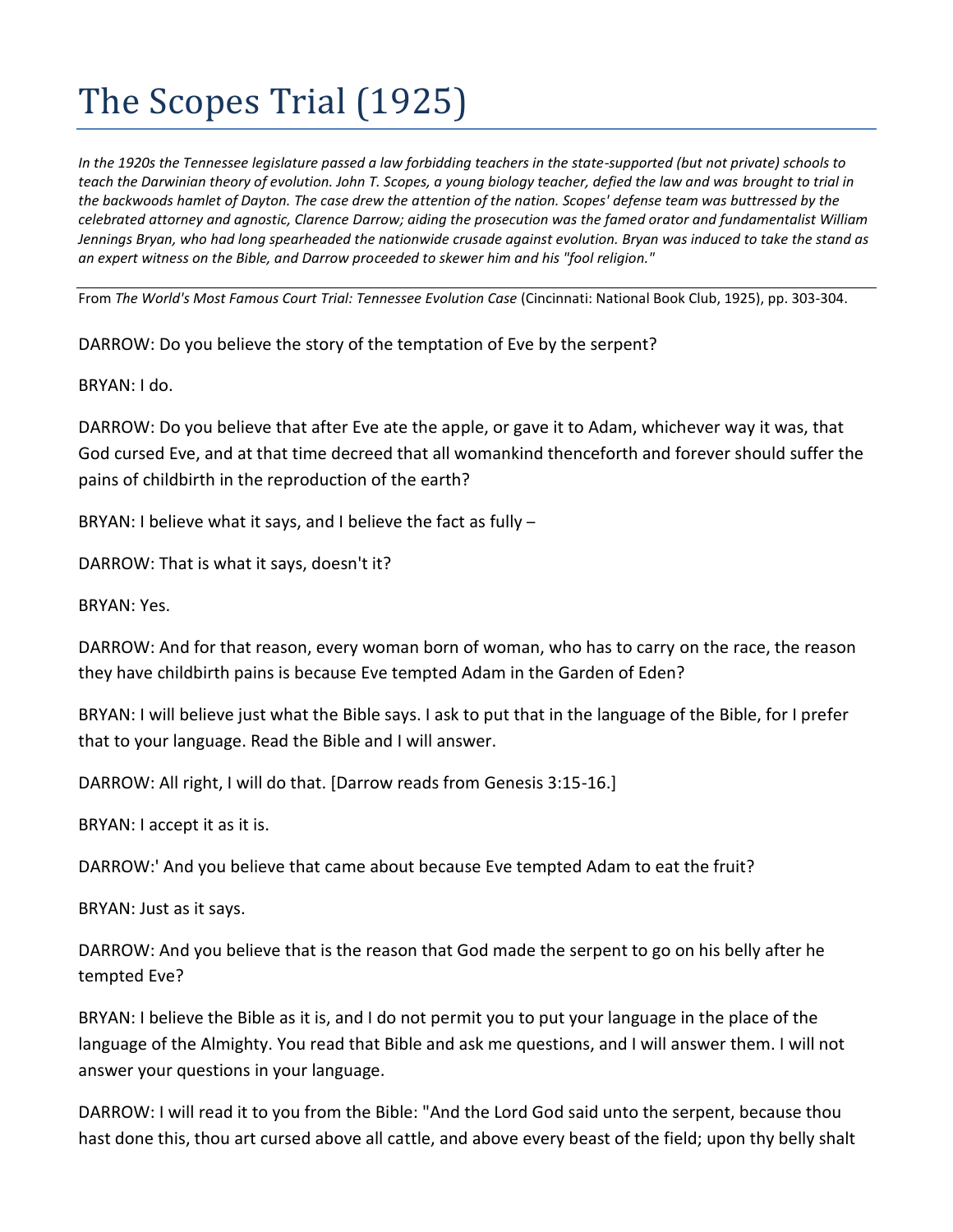# The Scopes Trial (1925)

*In the 1920s the Tennessee legislature passed a law forbidding teachers in the state-supported (but not private) schools to teach the Darwinian theory of evolution. John T. Scopes, a young biology teacher, defied the law and was brought to trial in the backwoods hamlet of Dayton. The case drew the attention of the nation. Scopes' defense team was buttressed by the celebrated attorney and agnostic, Clarence Darrow; aiding the prosecution was the famed orator and fundamentalist William Jennings Bryan, who had long spearheaded the nationwide crusade against evolution. Bryan was induced to take the stand as an expert witness on the Bible, and Darrow proceeded to skewer him and his "fool religion."*

---

From *The World's Most Famous Court Trial: Tennessee Evolution Case* (Cincinnati: National Book Club, 1925), pp. 303-304.

DARROW: Do you believe the story of the temptation of Eve by the serpent?

BRYAN: I do.

DARROW: Do you believe that after Eve ate the apple, or gave it to Adam, whichever way it was, that God cursed Eve, and at that time decreed that all womankind thenceforth and forever should suffer the pains of childbirth in the reproduction of the earth?

BRYAN: I believe what it says, and I believe the fact as fully –

DARROW: That is what it says, doesn't it?

BRYAN: Yes.

DARROW: And for that reason, every woman born of woman, who has to carry on the race, the reason they have childbirth pains is because Eve tempted Adam in the Garden of Eden?

BRYAN: I will believe just what the Bible says. I ask to put that in the language of the Bible, for I prefer that to your language. Read the Bible and I will answer.

DARROW: All right, I will do that. [Darrow reads from Genesis 3:15-16.]

BRYAN: I accept it as it is.

DARROW:' And you believe that came about because Eve tempted Adam to eat the fruit?

BRYAN: Just as it says.

DARROW: And you believe that is the reason that God made the serpent to go on his belly after he tempted Eve?

BRYAN: I believe the Bible as it is, and I do not permit you to put your language in the place of the language of the Almighty. You read that Bible and ask me questions, and I will answer them. I will not answer your questions in your language.

DARROW: I will read it to you from the Bible: "And the Lord God said unto the serpent, because thou hast done this, thou art cursed above all cattle, and above every beast of the field; upon thy belly shalt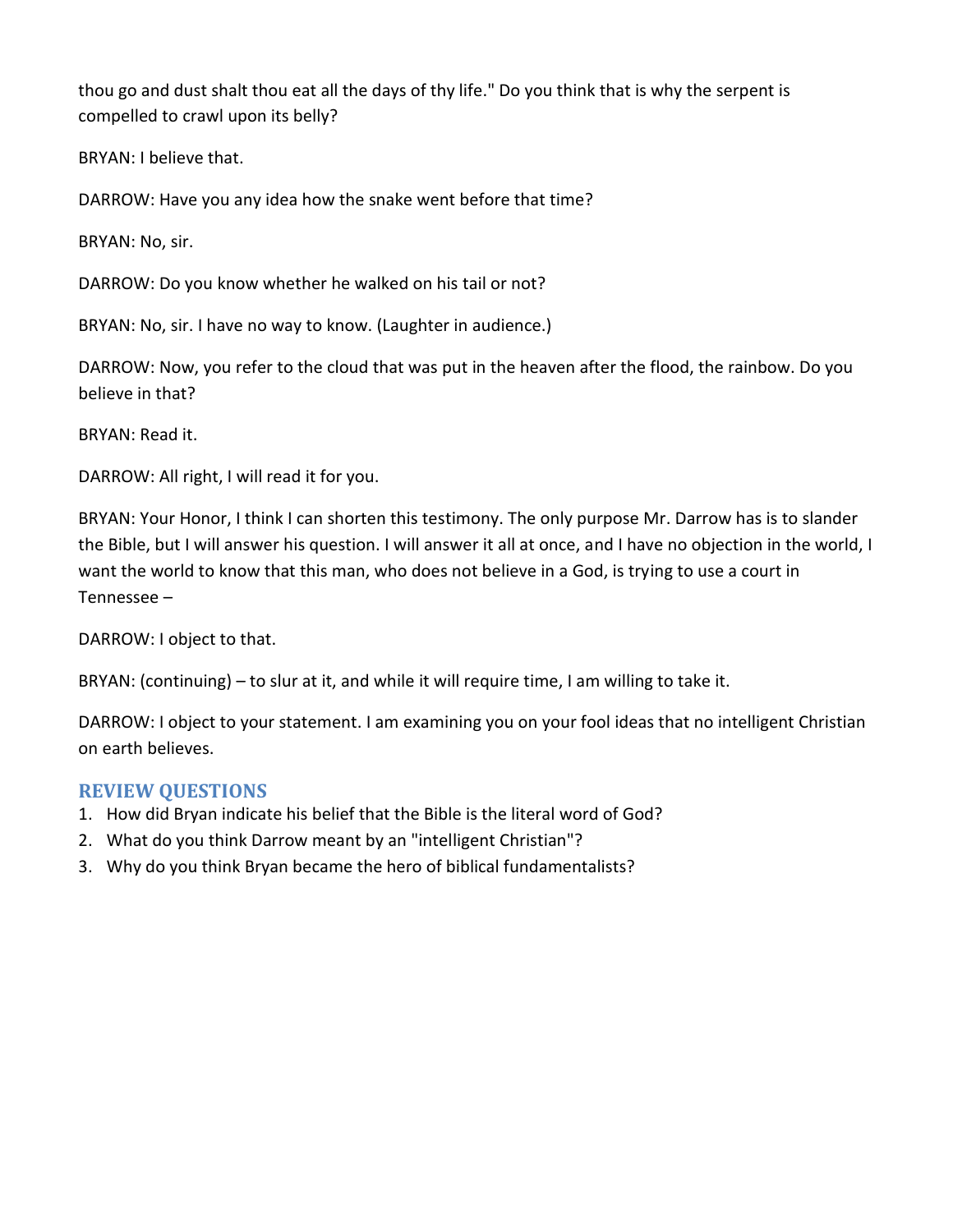thou go and dust shalt thou eat all the days of thy life." Do you think that is why the serpent is compelled to crawl upon its belly?

BRYAN: I believe that.

DARROW: Have you any idea how the snake went before that time?

BRYAN: No, sir.

DARROW: Do you know whether he walked on his tail or not?

BRYAN: No, sir. I have no way to know. (Laughter in audience.)

DARROW: Now, you refer to the cloud that was put in the heaven after the flood, the rainbow. Do you believe in that?

BRYAN: Read it.

DARROW: All right, I will read it for you.

BRYAN: Your Honor, I think I can shorten this testimony. The only purpose Mr. Darrow has is to slander the Bible, but I will answer his question. I will answer it all at once, and I have no objection in the world, I want the world to know that this man, who does not believe in a God, is trying to use a court in Tennessee –

DARROW: I object to that.

BRYAN: (continuing) – to slur at it, and while it will require time, I am willing to take it.

DARROW: I object to your statement. I am examining you on your fool ideas that no intelligent Christian on earth believes.

## REVIEW QUESTIONS

1. How did Bryan indicate his belief that the Bible is the literal word of God?
2. What do you think Darrow meant by an "intelligent Christian"?
3. Why do you think Bryan became the hero of biblical fundamentalists?